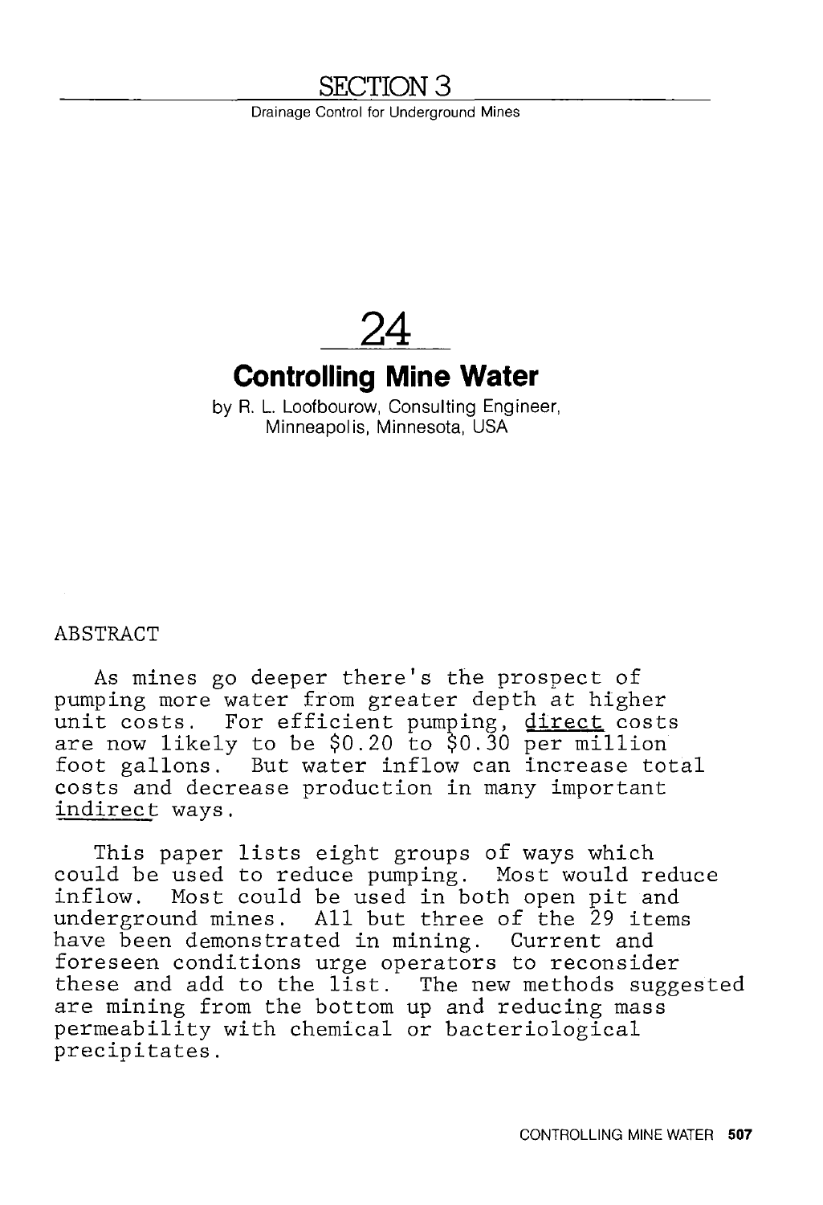# SECTION 3

Drainage Control for Underground Mines

# 24

## Controlling Mine Water

by R. L. Loofbourow, Consulting Engineer, Minneapolis, Minnesota, USA

ABSTRACT

As mines go deeper there's the prospect of pumping more water from greater depth at higher unit costs. For efficient pumping, direct costs are now likely to be $0.20 to $0.30 per million foot gallons. But water inflow can increase total costs and decrease production in many important indirect ways.

This paper lists eight groups of ways which could be used to reduce pumping. Most would reduce inflow. Most could be used in both open pit and underground mines. All but three of the 29 items have been demonstrated in mining. Current and foreseen conditions urge operators to reconsider these and add to the list. The new methods suggested are mining from the bottom up and reducing mass permeability with chemical or bacteriological precipitates.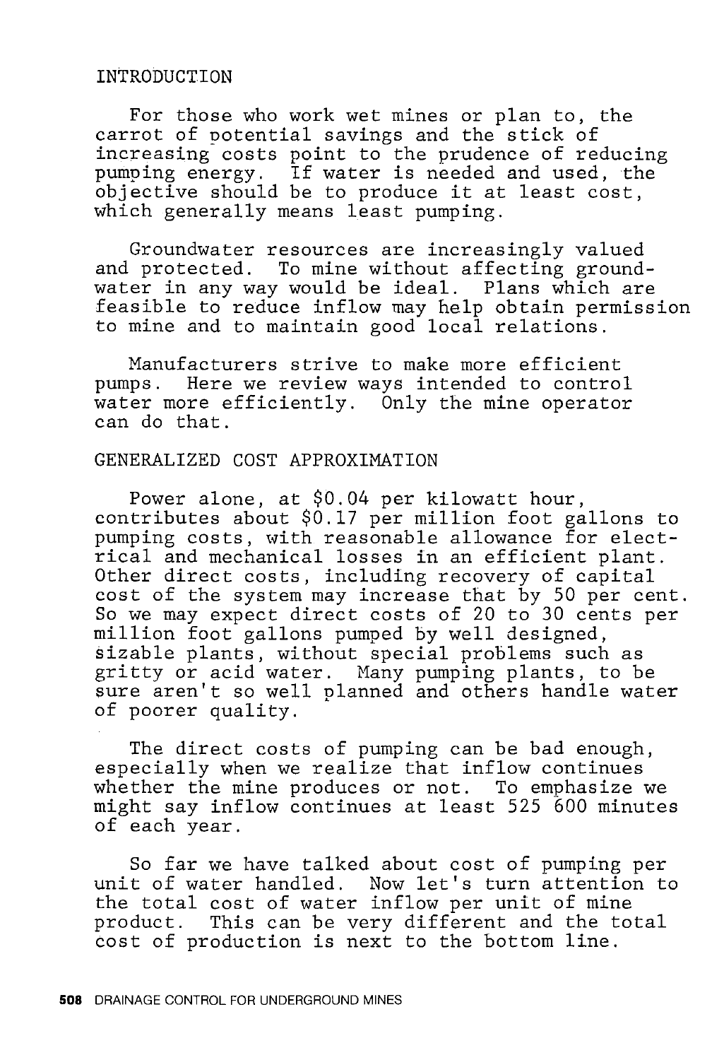## INTRODUCTION

For those who work wet mines or plan to, the carrot of potential savings and the stick of increasing costs point to the prudence of reducing pumping energy. If water is needed and used, the objective should be to produce it at least cost, which generally means least pumping.

Groundwater resources are increasingly valued and protected. To mine without affecting groundwater in any way would be ideal. Plans which are feasible to reduce inflow may help obtain permission to mine and to maintain good local relations.

Manufacturers strive to make more efficient pumps. Here we review ways intended to control water more efficiently. Only the mine operator can do that.

## GENERALIZED COST APPROXIMATION

Power alone, at $0.04 per kilowatt hour, contributes about $0.17 per million foot gallons to pumping costs, with reasonable allowance for electrical and mechanical losses in an efficient plant. Other direct costs, including recovery of capital cost of the system may increase that by 50 per cent. So we may expect direct costs of 20 to 30 cents per million foot gallons pumped by well designed, sizable plants, without special problems such as gritty or acid water. Many pumping plants, to be sure aren't so well planned and others handle water of poorer quality.

The direct costs of pumping can be bad enough, especially when we realize that inflow continues whether the mine produces or not. To emphasize we might say inflow continues at least 525 600 minutes of each year.

So far we have talked about cost of pumping per unit of water handled. Now let's turn attention to the total cost of water inflow per unit of mine product. This can be very different and the total cost of production is next to the bottom line.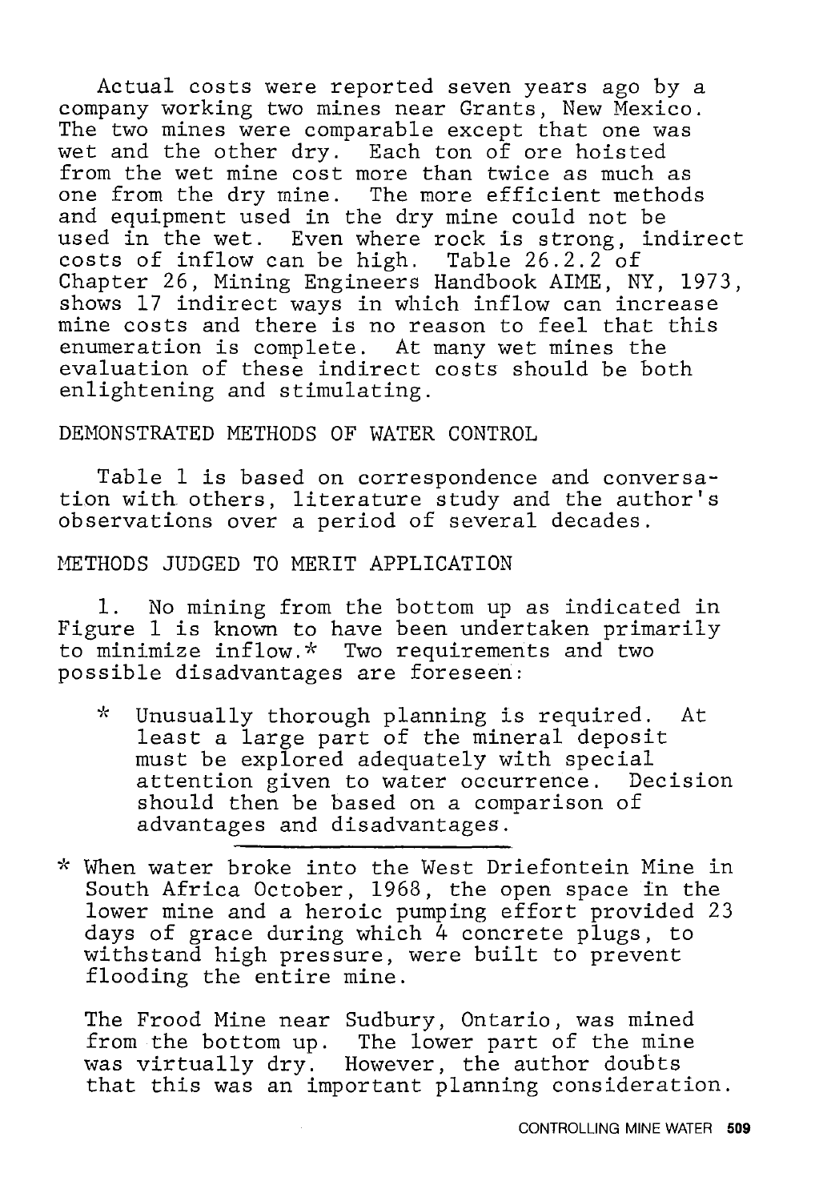Actual costs were reported seven years ago by a company working two mines near Grants, New Mexico. The two mines were comparable except that one was wet and the other dry. Each ton of ore hoisted from the wet mine cost more than twice as much as one from the dry mine. The more efficient methods and equipment used in the dry mine could not be used in the wet. Even where rock is strong, indirect costs of inflow can be high. Table 26.2.2 of Chapter 26, Mining Engineers Handbook AIME, NY, 1973, shows 17 indirect ways in which inflow can increase mine costs and there is no reason to feel that this enumeration is complete. At many wet mines the evaluation of these indirect costs should be both enlightening and stimulating.

## DEMONSTRATED METHODS OF WATER CONTROL

Table 1 is based on correspondence and conversation with others, literature study and the author's observations over a period of several decades.

## METHODS JUDGED TO MERIT APPLICATION

1. No mining from the bottom up as indicated in Figure 1 is known to have been undertaken primarily to minimize inflow.* Two requirements and two possible disadvantages are foreseen:

   * Unusually thorough planning is required. At least a large part of the mineral deposit must be explored adequately with special attention given to water occurrence. Decision should then be based on a comparison of advantages and disadvantages.

---

* When water broke into the West Driefontein Mine in South Africa October, 1968, the open space in the lower mine and a heroic pumping effort provided 23 days of grace during which 4 concrete plugs, to withstand high pressure, were built to prevent flooding the entire mine.

The Frood Mine near Sudbury, Ontario, was mined from the bottom up. The lower part of the mine was virtually dry. However, the author doubts that this was an important planning consideration.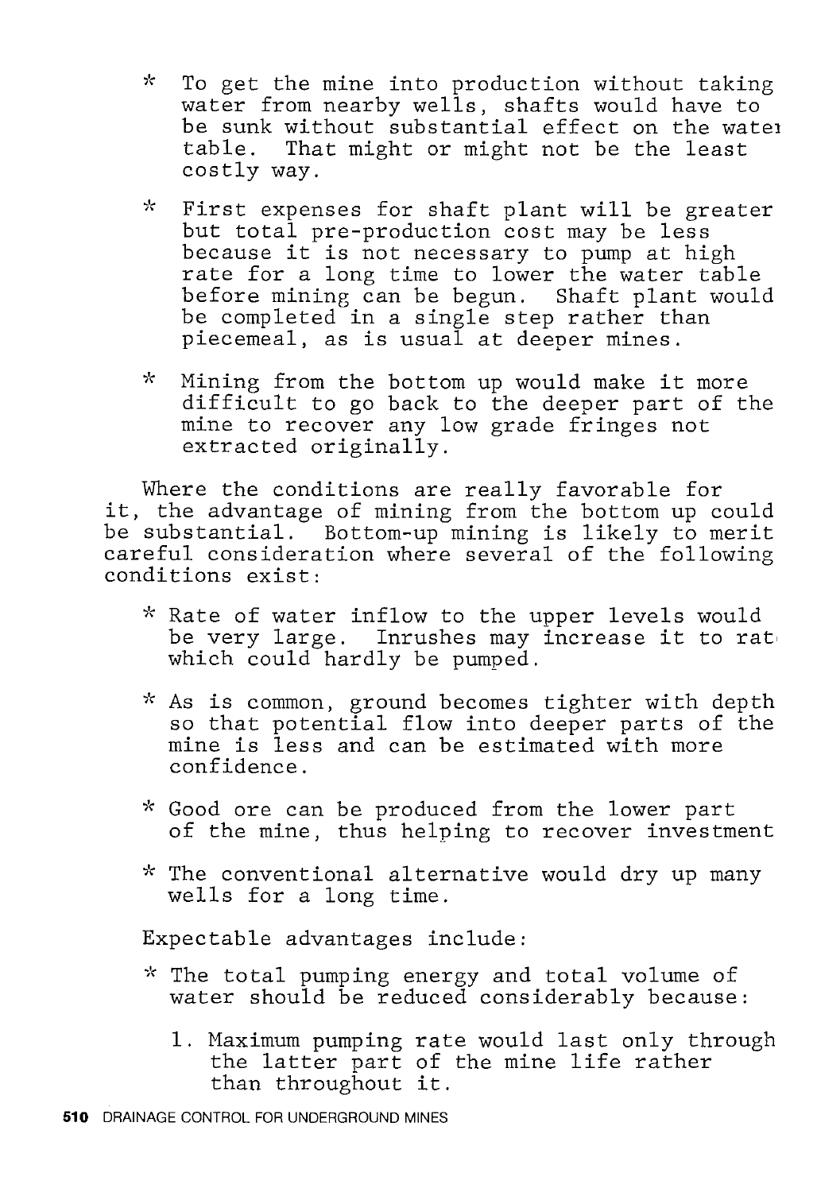* To get the mine into production without taking water from nearby wells, shafts would have to be sunk without substantial effect on the water table. That might or might not be the least costly way.

* First expenses for shaft plant will be greater but total pre-production cost may be less because it is not necessary to pump at high rate for a long time to lower the water table before mining can be begun. Shaft plant would be completed in a single step rather than piecemeal, as is usual at deeper mines.

* Mining from the bottom up would make it more difficult to go back to the deeper part of the mine to recover any low grade fringes not extracted originally.

Where the conditions are really favorable for it, the advantage of mining from the bottom up could be substantial. Bottom-up mining is likely to merit careful consideration where several of the following conditions exist:

* Rate of water inflow to the upper levels would be very large. Inrushes may increase it to rate which could hardly be pumped.

* As is common, ground becomes tighter with depth so that potential flow into deeper parts of the mine is less and can be estimated with more confidence.

* Good ore can be produced from the lower part of the mine, thus helping to recover investment

* The conventional alternative would dry up many wells for a long time.

Expectable advantages include:

* The total pumping energy and total volume of water should be reduced considerably because:

  1. Maximum pumping rate would last only through the latter part of the mine life rather than throughout it.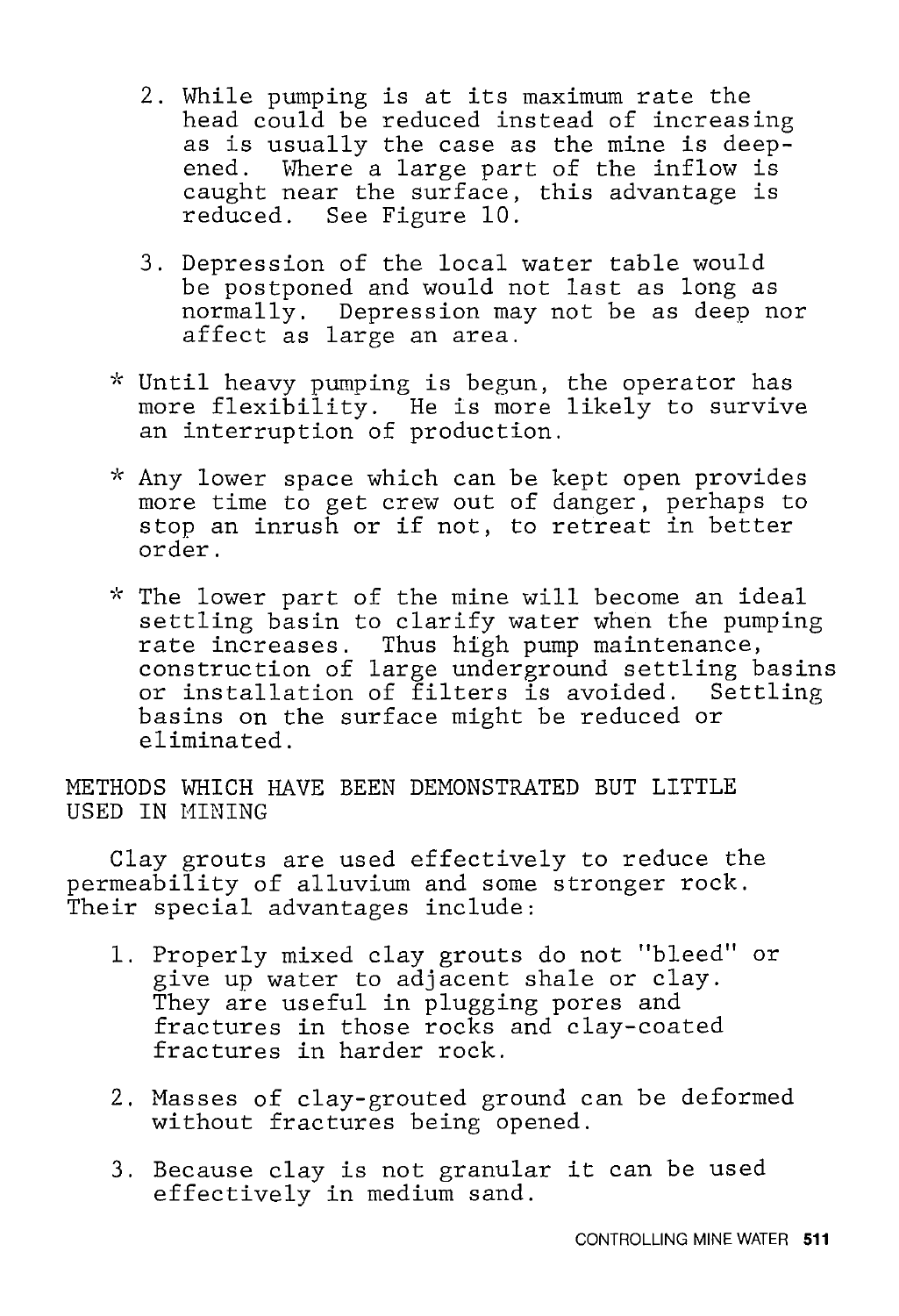2. While pumping is at its maximum rate the head could be reduced instead of increasing as is usually the case as the mine is deepened. Where a large part of the inflow is caught near the surface, this advantage is reduced. See Figure 10.

3. Depression of the local water table would be postponed and would not last as long as normally. Depression may not be as deep nor affect as large an area.

* Until heavy pumping is begun, the operator has more flexibility. He is more likely to survive an interruption of production.

* Any lower space which can be kept open provides more time to get crew out of danger, perhaps to stop an inrush or if not, to retreat in better order.

* The lower part of the mine will become an ideal settling basin to clarify water when the pumping rate increases. Thus high pump maintenance, construction of large underground settling basins or installation of filters is avoided. Settling basins on the surface might be reduced or eliminated.

## METHODS WHICH HAVE BEEN DEMONSTRATED BUT LITTLE USED IN MINING

Clay grouts are used effectively to reduce the permeability of alluvium and some stronger rock. Their special advantages include:

1. Properly mixed clay grouts do not "bleed" or give up water to adjacent shale or clay. They are useful in plugging pores and fractures in those rocks and clay-coated fractures in harder rock.

2. Masses of clay-grouted ground can be deformed without fractures being opened.

3. Because clay is not granular it can be used effectively in medium sand.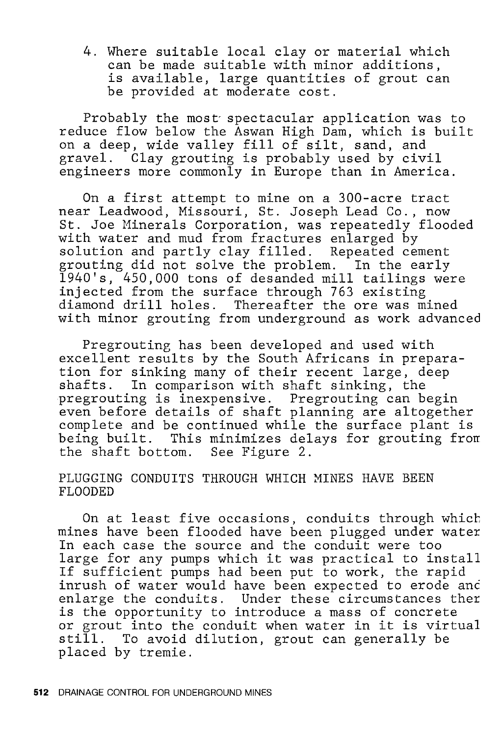4. Where suitable local clay or material which can be made suitable with minor additions, is available, large quantities of grout can be provided at moderate cost.

Probably the most spectacular application was to reduce flow below the Aswan High Dam, which is built on a deep, wide valley fill of silt, sand, and gravel. Clay grouting is probably used by civil engineers more commonly in Europe than in America.

On a first attempt to mine on a 300-acre tract near Leadwood, Missouri, St. Joseph Lead Co., now St. Joe Minerals Corporation, was repeatedly flooded with water and mud from fractures enlarged by solution and partly clay filled. Repeated cement grouting did not solve the problem. In the early 1940's, 450,000 tons of desanded mill tailings were injected from the surface through 763 existing diamond drill holes. Thereafter the ore was mined with minor grouting from underground as work advanced

Pregrouting has been developed and used with excellent results by the South Africans in preparation for sinking many of their recent large, deep shafts. In comparison with shaft sinking, the pregrouting is inexpensive. Pregrouting can begin even before details of shaft planning are altogether complete and be continued while the surface plant is being built. This minimizes delays for grouting from the shaft bottom. See Figure 2.

## PLUGGING CONDUITS THROUGH WHICH MINES HAVE BEEN FLOODED

On at least five occasions, conduits through which mines have been flooded have been plugged under water In each case the source and the conduit were too large for any pumps which it was practical to install If sufficient pumps had been put to work, the rapid inrush of water would have been expected to erode and enlarge the conduits. Under these circumstances there is the opportunity to introduce a mass of concrete or grout into the conduit when water in it is virtual still. To avoid dilution, grout can generally be placed by tremie.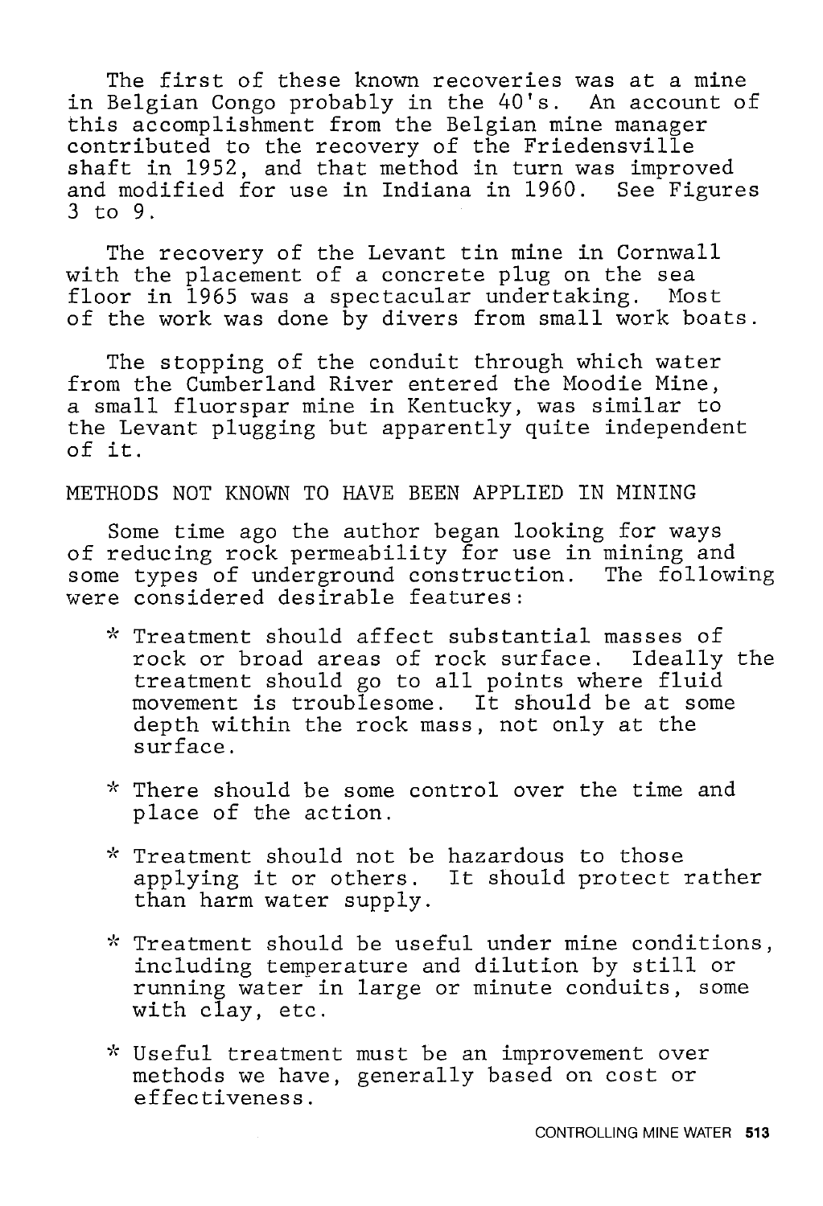The first of these known recoveries was at a mine in Belgian Congo probably in the 40's. An account of this accomplishment from the Belgian mine manager contributed to the recovery of the Friedensville shaft in 1952, and that method in turn was improved and modified for use in Indiana in 1960. See Figures 3 to 9.

The recovery of the Levant tin mine in Cornwall with the placement of a concrete plug on the sea floor in 1965 was a spectacular undertaking. Most of the work was done by divers from small work boats.

The stopping of the conduit through which water from the Cumberland River entered the Moodie Mine, a small fluorspar mine in Kentucky, was similar to the Levant plugging but apparently quite independent of it.

## METHODS NOT KNOWN TO HAVE BEEN APPLIED IN MINING

Some time ago the author began looking for ways of reducing rock permeability for use in mining and some types of underground construction. The following were considered desirable features:

* Treatment should affect substantial masses of rock or broad areas of rock surface. Ideally the treatment should go to all points where fluid movement is troublesome. It should be at some depth within the rock mass, not only at the surface.

* There should be some control over the time and place of the action.

* Treatment should not be hazardous to those applying it or others. It should protect rather than harm water supply.

* Treatment should be useful under mine conditions, including temperature and dilution by still or running water in large or minute conduits, some with clay, etc.

* Useful treatment must be an improvement over methods we have, generally based on cost or effectiveness.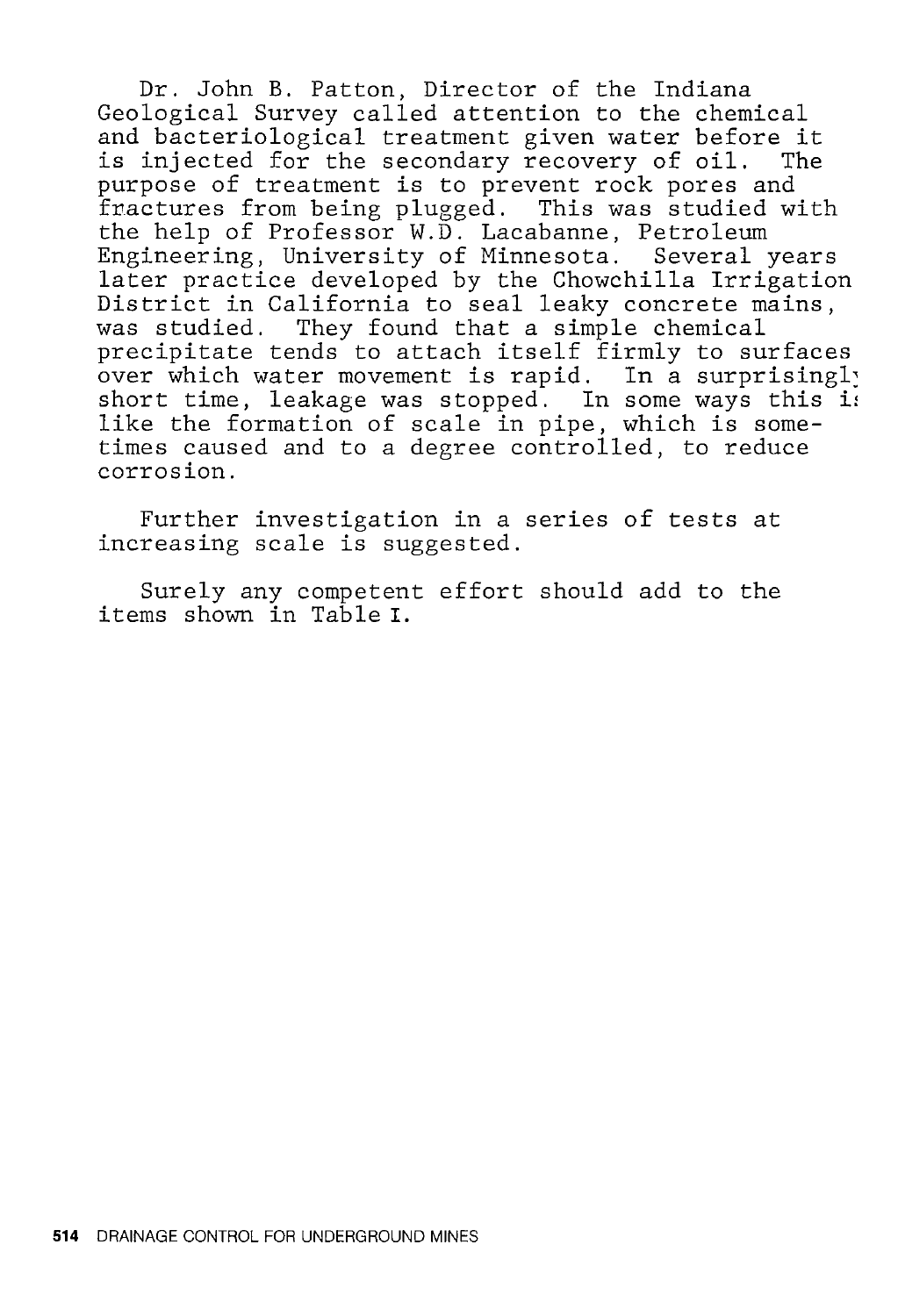Dr. John B. Patton, Director of the Indiana Geological Survey called attention to the chemical and bacteriological treatment given water before it is injected for the secondary recovery of oil. The purpose of treatment is to prevent rock pores and fractures from being plugged. This was studied with the help of Professor W.D. Lacabanne, Petroleum Engineering, University of Minnesota. Several years later practice developed by the Chowchilla Irrigation District in California to seal leaky concrete mains, was studied. They found that a simple chemical precipitate tends to attach itself firmly to surfaces over which water movement is rapid. In a surprisingly short time, leakage was stopped. In some ways this is like the formation of scale in pipe, which is sometimes caused and to a degree controlled, to reduce corrosion.

Further investigation in a series of tests at increasing scale is suggested.

Surely any competent effort should add to the items shown in Table I.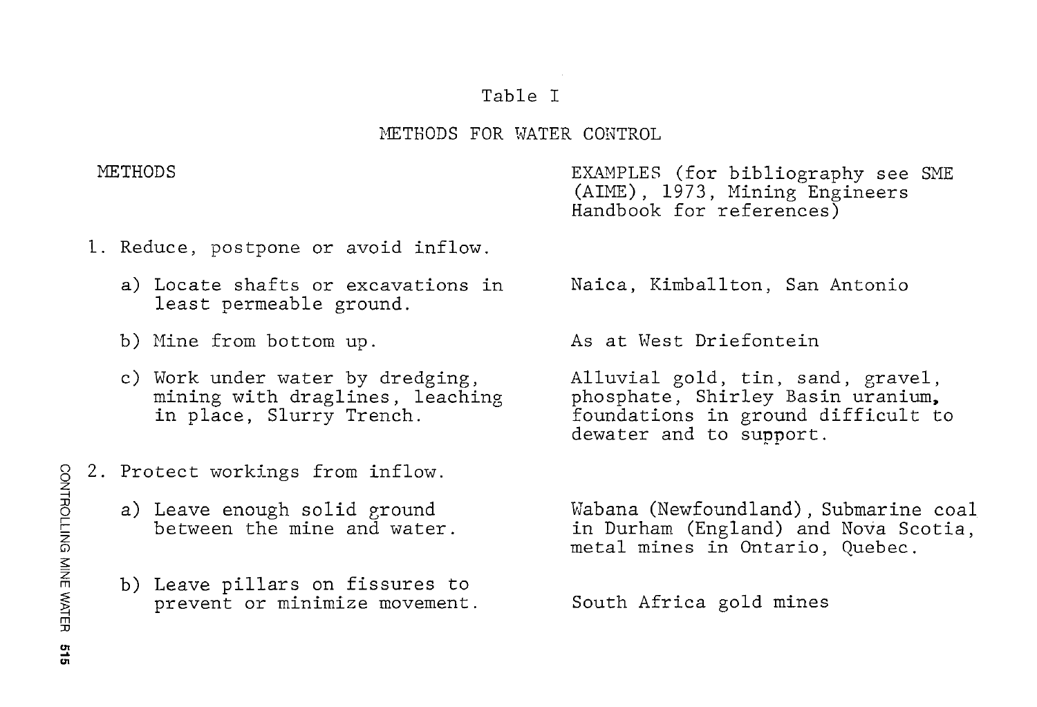## Table I

### METHODS FOR WATER CONTROL

| METHODS | EXAMPLES (for bibliography see SME (AIME), 1973, Mining Engineers Handbook for references) |
|---|---|
| 1. Reduce, postpone or avoid inflow. | |
| a) Locate shafts or excavations in least permeable ground. | Naica, Kimballton, San Antonio |
| b) Mine from bottom up. | As at West Driefontein |
| c) Work under water by dredging, mining with draglines, leaching in place, Slurry Trench. | Alluvial gold, tin, sand, gravel, phosphate, Shirley Basin uranium, foundations in ground difficult to dewater and to support. |
| 2. Protect workings from inflow. | |
| a) Leave enough solid ground between the mine and water. | Wabana (Newfoundland), Submarine coal in Durham (England) and Nova Scotia, metal mines in Ontario, Quebec. |
| b) Leave pillars on fissures to prevent or minimize movement. | South Africa gold mines |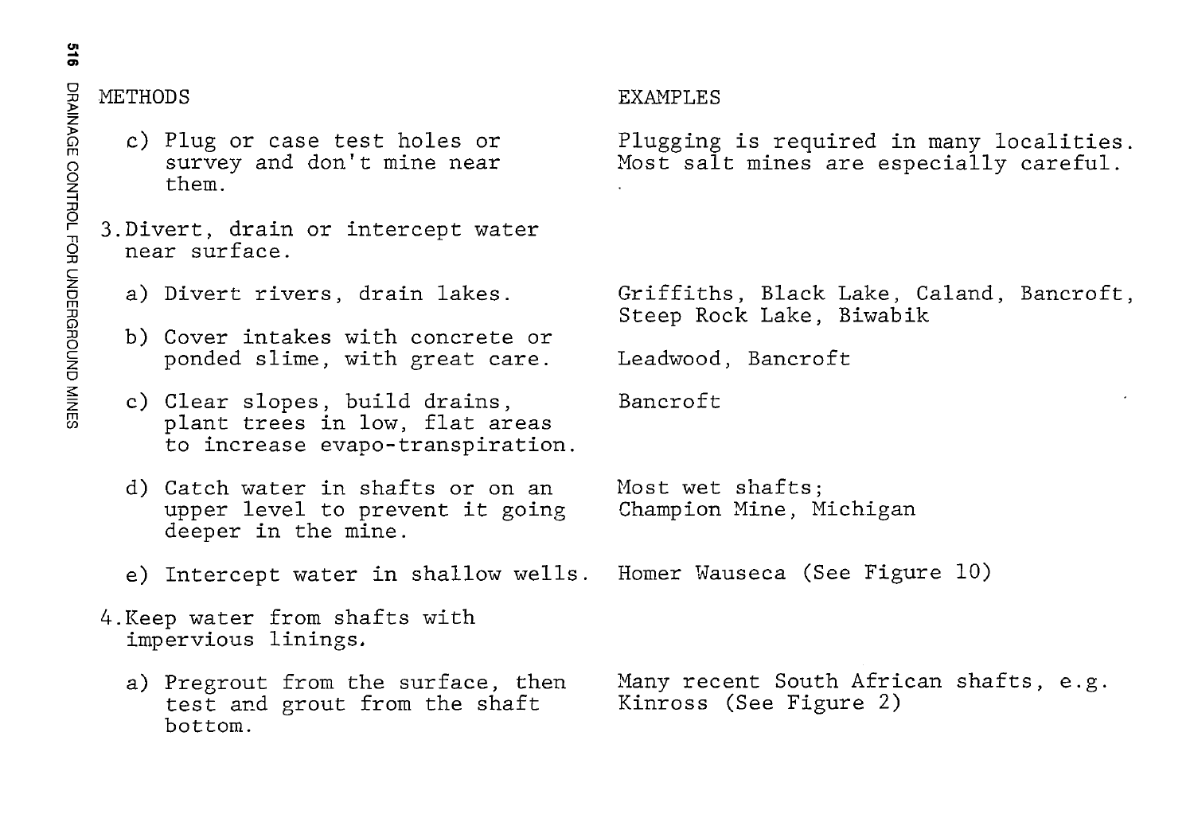| METHODS | EXAMPLES |
|---|---|
| c) Plug or case test holes or survey and don't mine near them. | Plugging is required in many localities. Most salt mines are especially careful. |
| 3. Divert, drain or intercept water near surface. | |
| a) Divert rivers, drain lakes. | Griffiths, Black Lake, Caland, Bancroft, Steep Rock Lake, Biwabik |
| b) Cover intakes with concrete or ponded slime, with great care. | Leadwood, Bancroft |
| c) Clear slopes, build drains, plant trees in low, flat areas to increase evapo-transpiration. | Bancroft |
| d) Catch water in shafts or on an upper level to prevent it going deeper in the mine. | Most wet shafts; Champion Mine, Michigan |
| e) Intercept water in shallow wells. | Homer Wauseca (See Figure 10) |
| 4. Keep water from shafts with impervious linings. | |
| a) Pregrout from the surface, then test and grout from the shaft bottom. | Many recent South African shafts, e.g. Kinross (See Figure 2) |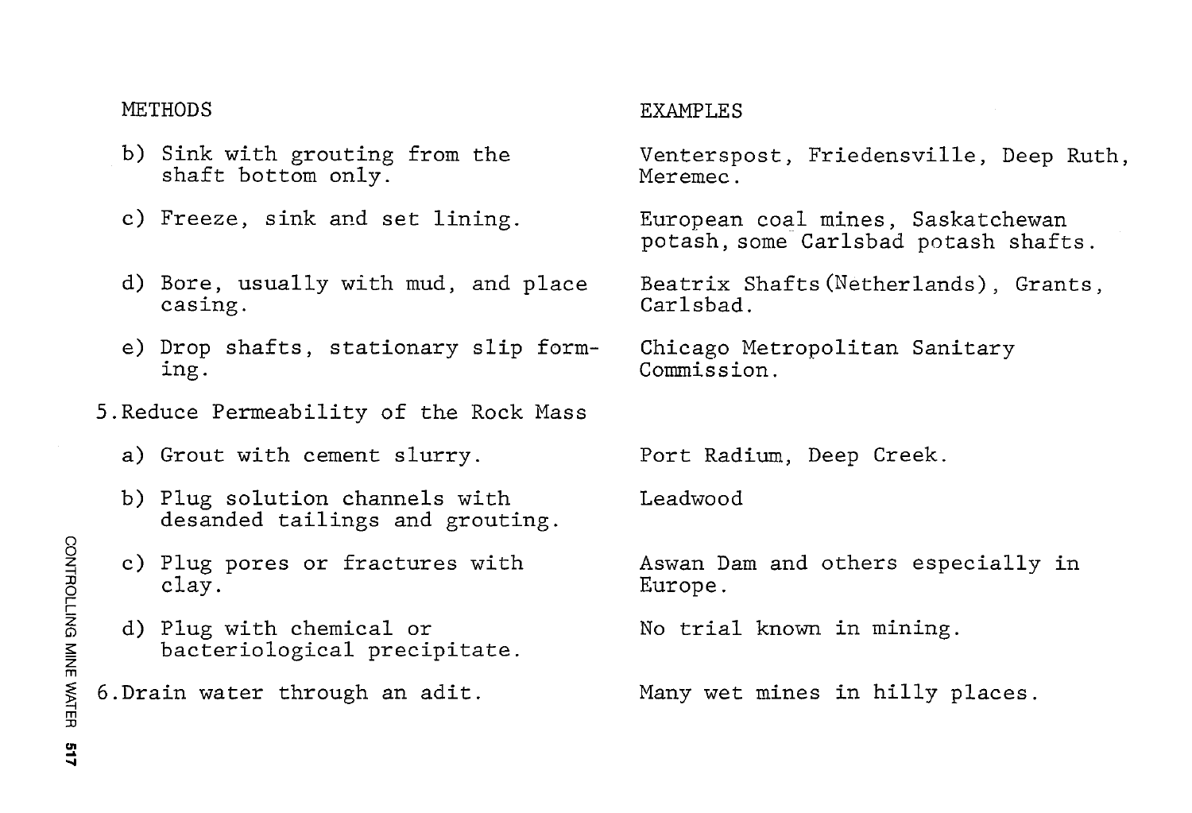| METHODS | EXAMPLES |
| --- | --- |
| b) Sink with grouting from the shaft bottom only. | Venterspost, Friedensville, Deep Ruth, Meremec. |
| c) Freeze, sink and set lining. | European coal mines, Saskatchewan potash, some Carlsbad potash shafts. |
| d) Bore, usually with mud, and place casing. | Beatrix Shafts (Netherlands), Grants, Carlsbad. |
| e) Drop shafts, stationary slip forming. | Chicago Metropolitan Sanitary Commission. |
| 5. Reduce Permeability of the Rock Mass | |
| a) Grout with cement slurry. | Port Radium, Deep Creek. |
| b) Plug solution channels with desanded tailings and grouting. | Leadwood |
| c) Plug pores or fractures with clay. | Aswan Dam and others especially in Europe. |
| d) Plug with chemical or bacteriological precipitate. | No trial known in mining. |
| 6. Drain water through an adit. | Many wet mines in hilly places. |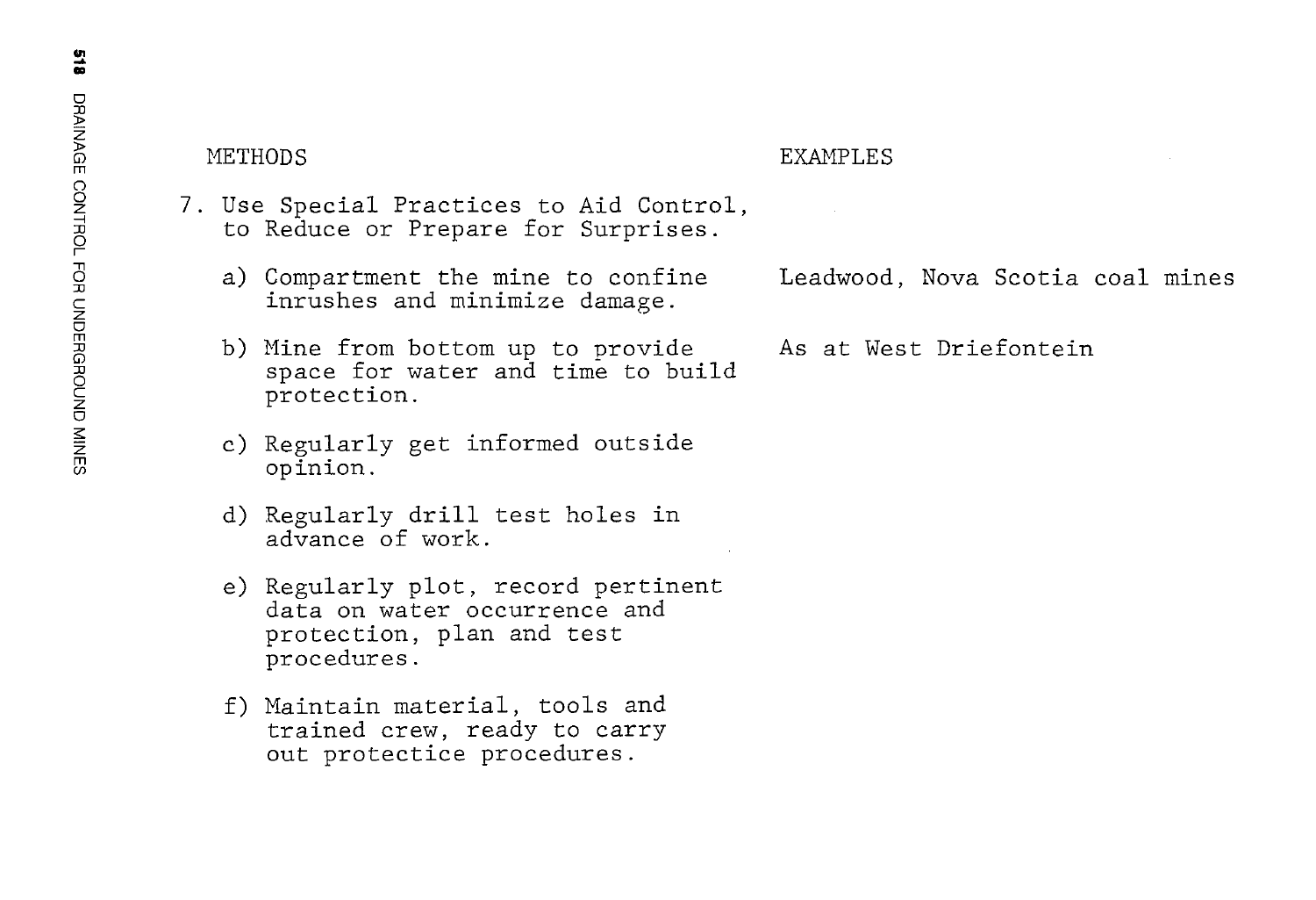| METHODS | EXAMPLES |
|---|---|
| 7. Use Special Practices to Aid Control, to Reduce or Prepare for Surprises. | |
| a) Compartment the mine to confine inrushes and minimize damage. | Leadwood, Nova Scotia coal mines |
| b) Mine from bottom up to provide space for water and time to build protection. | As at West Driefontein |
| c) Regularly get informed outside opinion. | |
| d) Regularly drill test holes in advance of work. | |
| e) Regularly plot, record pertinent data on water occurrence and protection, plan and test procedures. | |
| f) Maintain material, tools and trained crew, ready to carry out protectice procedures. | |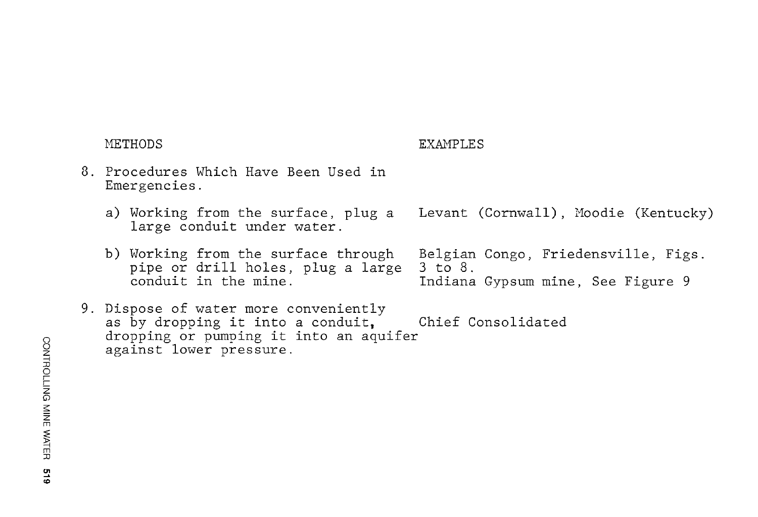| METHODS | EXAMPLES |
| --- | --- |
| 8. Procedures Which Have Been Used in Emergencies. | |
| a) Working from the surface, plug a large conduit under water. | Levant (Cornwall), Moodie (Kentucky) |
| b) Working from the surface through pipe or drill holes, plug a large conduit in the mine. | Belgian Congo, Friedensville, Figs. 3 to 8. Indiana Gypsum mine, See Figure 9 |
| 9. Dispose of water more conveniently as by dropping it into a conduit, dropping or pumping it into an aquifer against lower pressure. | Chief Consolidated |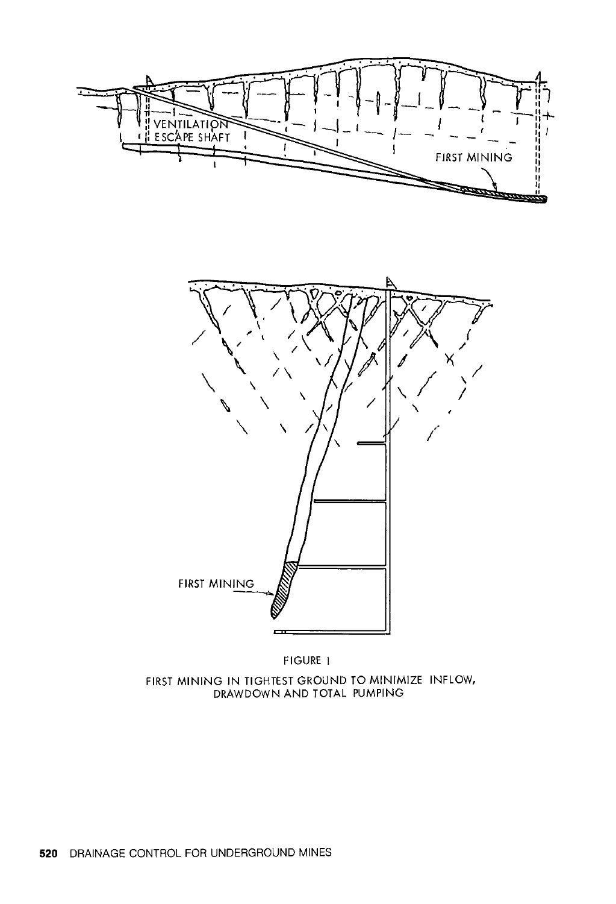FIGURE 1

FIRST MINING IN TIGHTEST GROUND TO MINIMIZE INFLOW, DRAWDOWN AND TOTAL PUMPING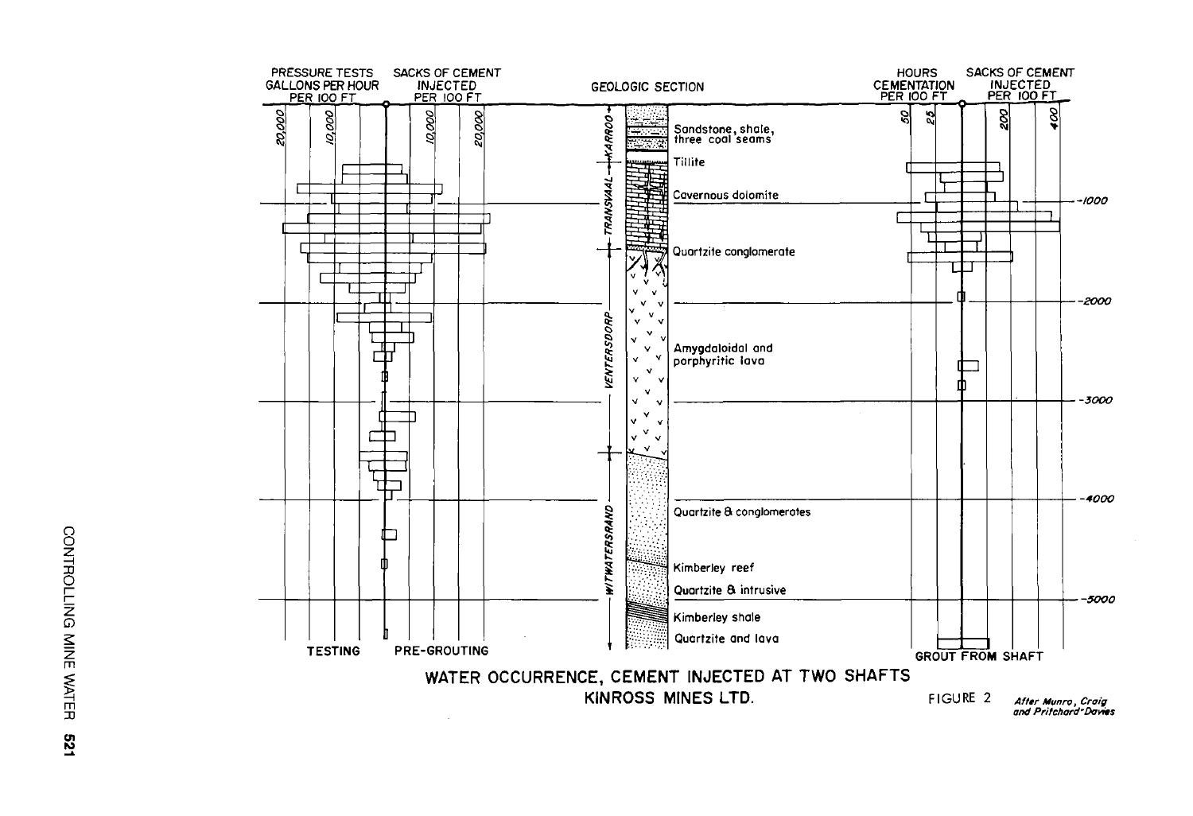PRESSURE TESTS GALLONS PER HOUR PER 100 FT

SACKS OF CEMENT INJECTED PER 100 FT

GEOLOGIC SECTION

HOURS CEMENTATION PER 100 FT

SACKS OF CEMENT INJECTED PER 100 FT

20,000 10,000 10,000 20,000

50 25 200 400

KARROO — Sandstone, shale, three coal seams

TRANSVAAL — Tillite; Cavernous dolomite; Quartzite conglomerate

VENTERSDORP — Amygdaloidal and porphyritic lava

WITWATERSRAND — Quartzite & conglomerates; Kimberley reef; Quartzite & intrusive; Kimberley shale; Quartzite and lava

-1000

-2000

-3000

-4000

-5000

TESTING PRE-GROUTING

GROUT FROM SHAFT

WATER OCCURRENCE, CEMENT INJECTED AT TWO SHAFTS
KINROSS MINES LTD.

FIGURE 2 *After Munro, Craig and Pritchard-Davies*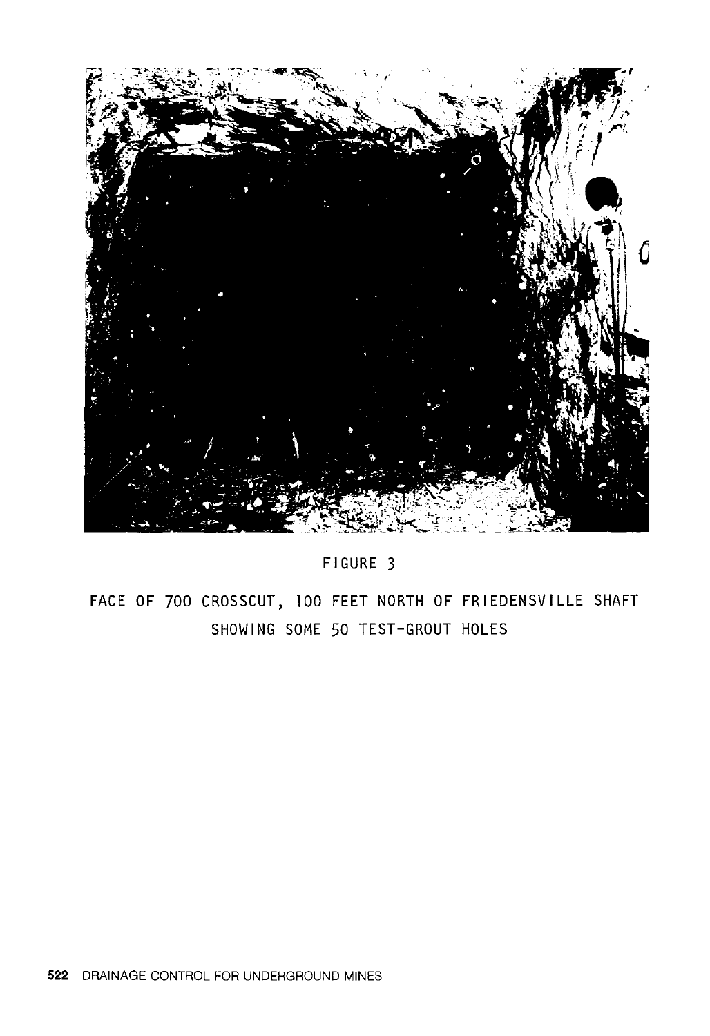FIGURE 3

FACE OF 700 CROSSCUT, 100 FEET NORTH OF FRIEDENSVILLE SHAFT SHOWING SOME 50 TEST-GROUT HOLES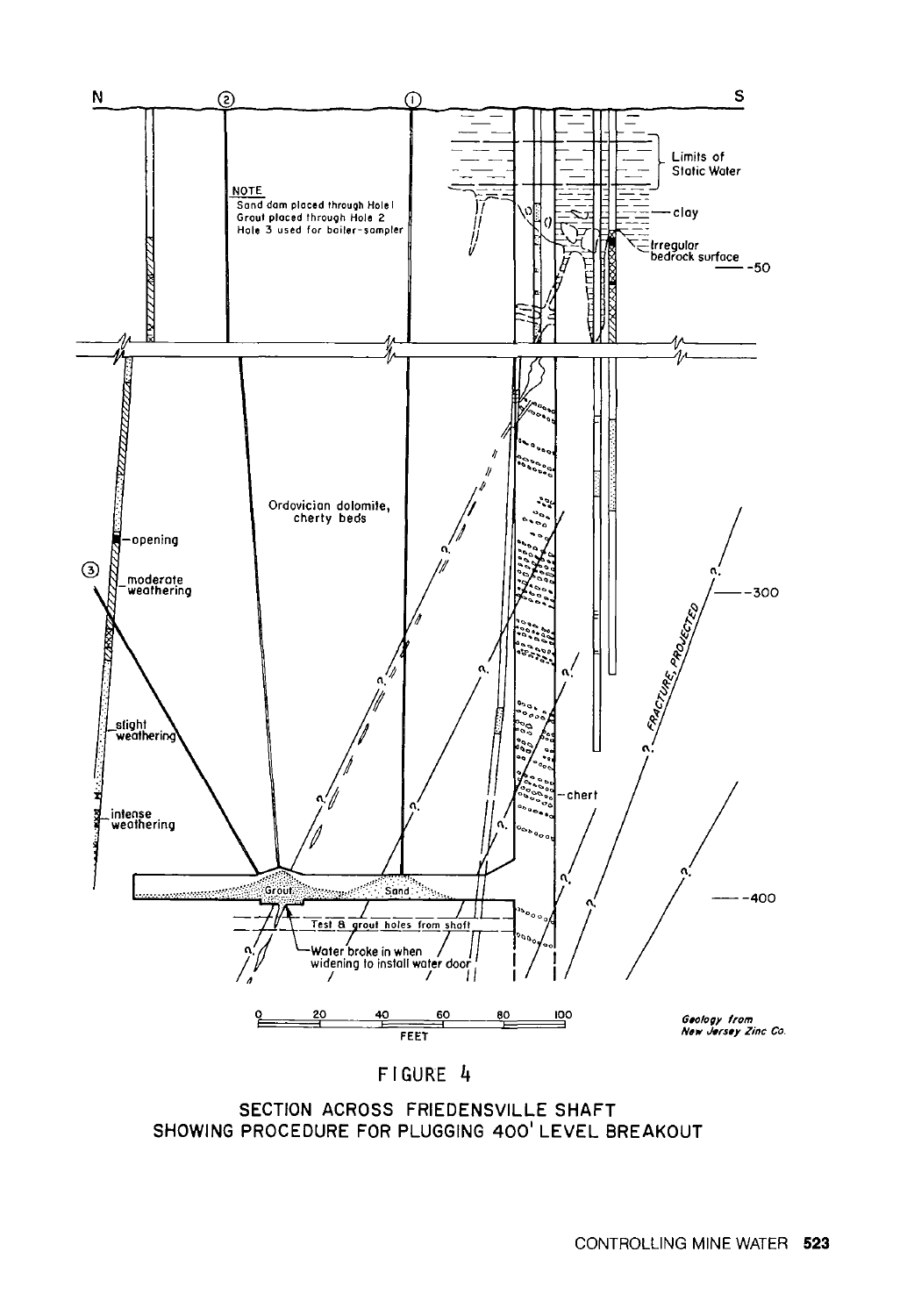NOTE
Sand dam placed through Hole 1
Grout placed through Hole 2
Hole 3 used for boiler-sampler

*Geology from New Jersey Zinc Co.*

FIGURE 4

SECTION ACROSS FRIEDENSVILLE SHAFT SHOWING PROCEDURE FOR PLUGGING 400' LEVEL BREAKOUT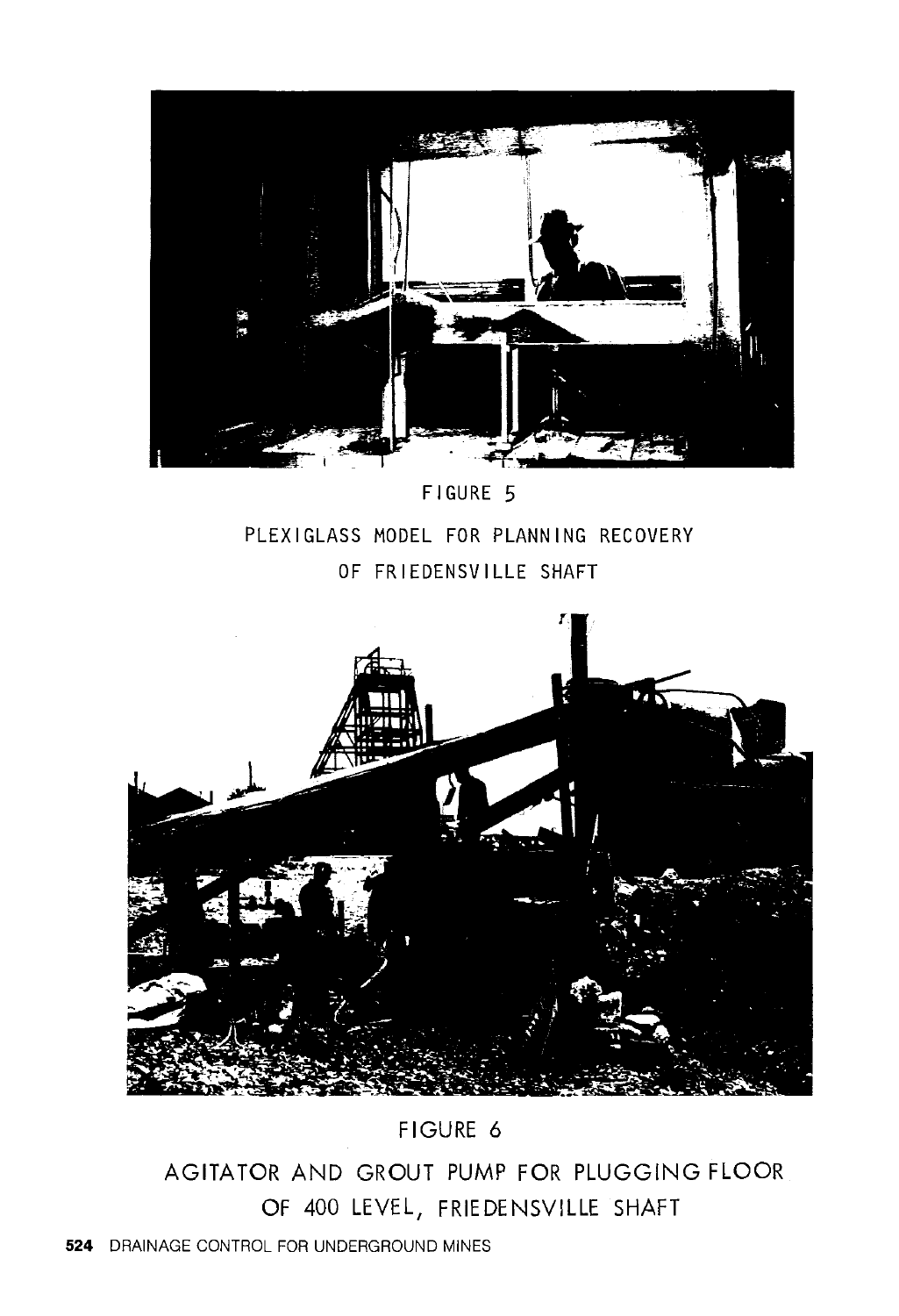FIGURE 5

PLEXIGLASS MODEL FOR PLANNING RECOVERY OF FRIEDENSVILLE SHAFT

FIGURE 6

AGITATOR AND GROUT PUMP FOR PLUGGING FLOOR OF 400 LEVEL, FRIEDENSVILLE SHAFT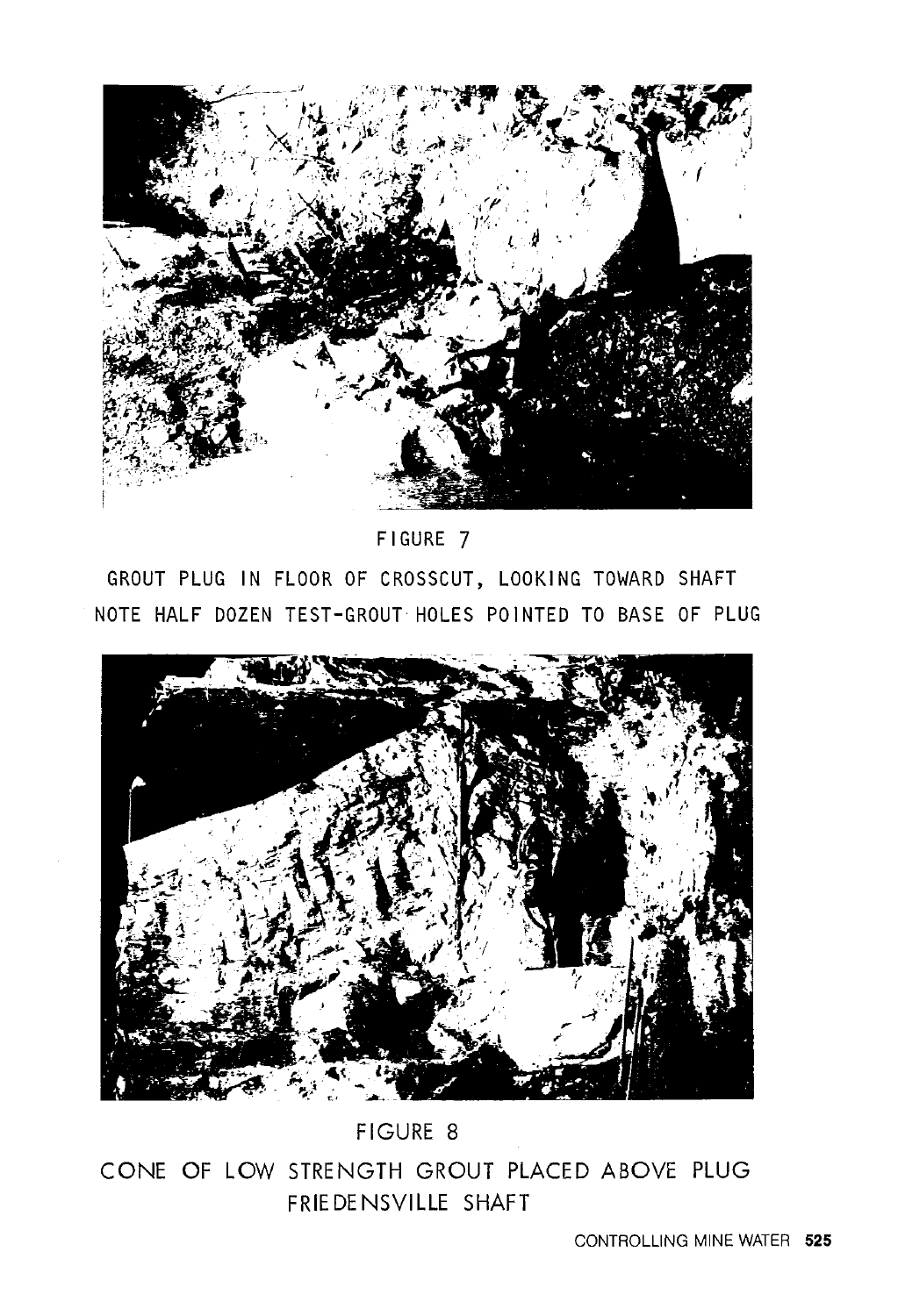FIGURE 7

GROUT PLUG IN FLOOR OF CROSSCUT, LOOKING TOWARD SHAFT
NOTE HALF DOZEN TEST-GROUT HOLES POINTED TO BASE OF PLUG

FIGURE 8

CONE OF LOW STRENGTH GROUT PLACED ABOVE PLUG
FRIEDENSVILLE SHAFT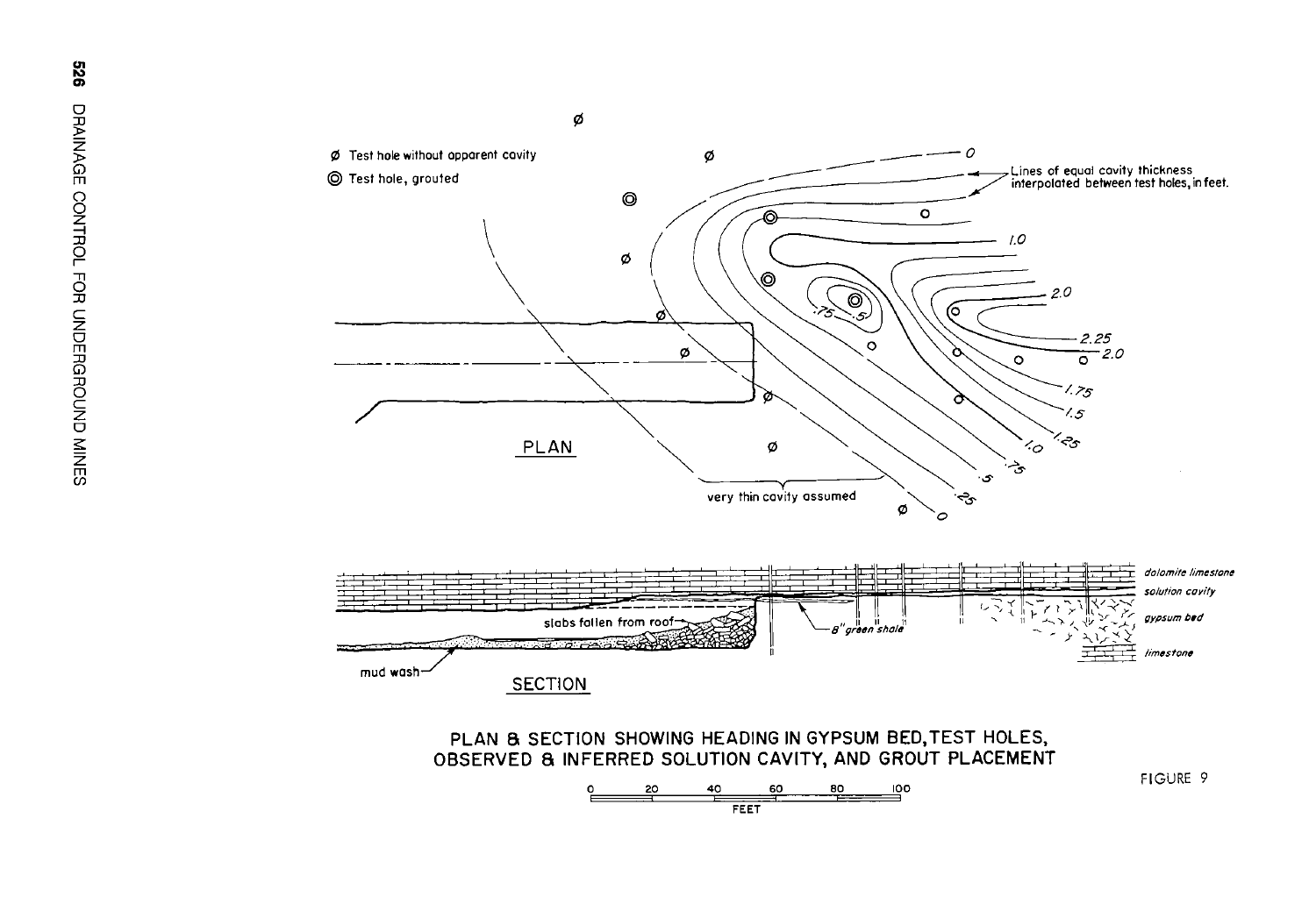Ø Test hole without apparent cavity

◎ Test hole, grouted

Lines of equal cavity thickness interpolated between test holes, in feet.

0

1.0

2.0

2.25

2.0

.75

.5

1.75

1.5

1.25

1.0

.75

.5

.25

0

PLAN

very thin cavity assumed

dolomite limestone

solution cavity

gypsum bed

limestone

slabs fallen from roof

8" green shale

mud wash

SECTION

PLAN & SECTION SHOWING HEADING IN GYPSUM BED, TEST HOLES, OBSERVED & INFERRED SOLUTION CAVITY, AND GROUT PLACEMENT

0 20 40 60 80 100
FEET

FIGURE 9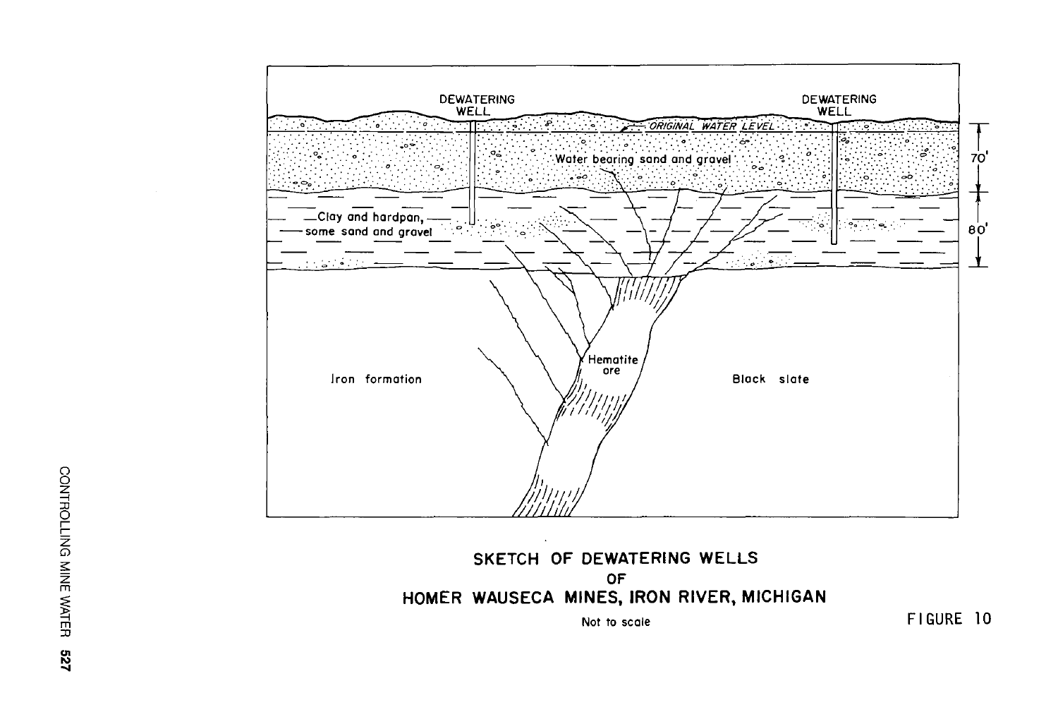DEWATERING WELL

DEWATERING WELL

ORIGINAL WATER LEVEL

Water bearing sand and gravel

70'

Clay and hardpan, some sand and gravel

80'

Hematite ore

Iron formation

Black slate

**SKETCH OF DEWATERING WELLS**

**OF**

**HOMER WAUSECA MINES, IRON RIVER, MICHIGAN**

Not to scale

FIGURE 10